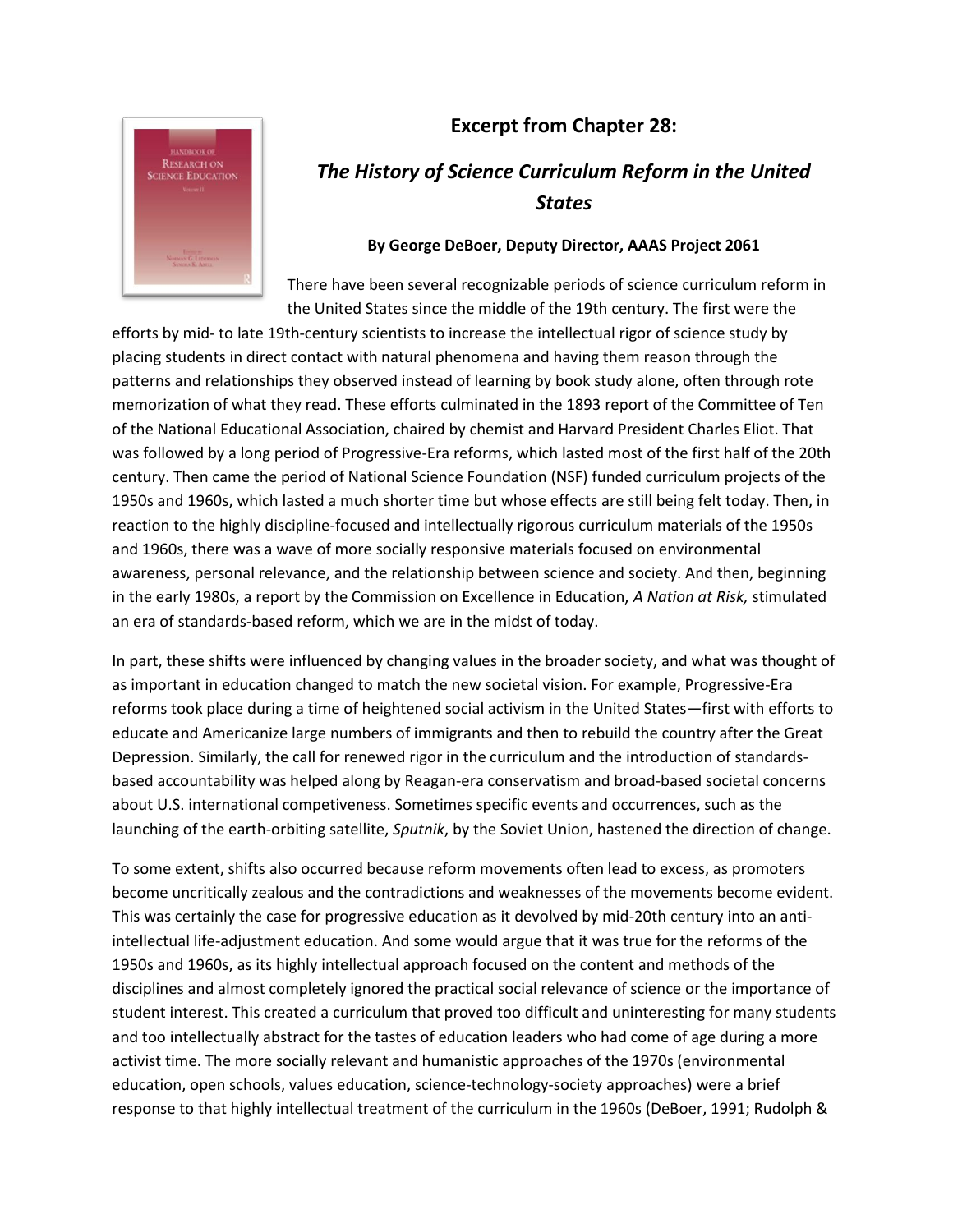## Excerpt from Chapter 28:

## *The History of Science Curriculum Reform in the United States*

**By George DeBoer, Deputy Director, AAAS Project 2061**

There have been several recognizable periods of science curriculum reform in the United States since the middle of the 19th century. The first were the efforts by mid- to late 19th-century scientists to increase the intellectual rigor of science study by placing students in direct contact with natural phenomena and having them reason through the patterns and relationships they observed instead of learning by book study alone, often through rote memorization of what they read. These efforts culminated in the 1893 report of the Committee of Ten of the National Educational Association, chaired by chemist and Harvard President Charles Eliot. That was followed by a long period of Progressive-Era reforms, which lasted most of the first half of the 20th century. Then came the period of National Science Foundation (NSF) funded curriculum projects of the 1950s and 1960s, which lasted a much shorter time but whose effects are still being felt today. Then, in reaction to the highly discipline-focused and intellectually rigorous curriculum materials of the 1950s and 1960s, there was a wave of more socially responsive materials focused on environmental awareness, personal relevance, and the relationship between science and society. And then, beginning in the early 1980s, a report by the Commission on Excellence in Education, *A Nation at Risk,* stimulated an era of standards-based reform, which we are in the midst of today.

In part, these shifts were influenced by changing values in the broader society, and what was thought of as important in education changed to match the new societal vision. For example, Progressive-Era reforms took place during a time of heightened social activism in the United States—first with efforts to educate and Americanize large numbers of immigrants and then to rebuild the country after the Great Depression. Similarly, the call for renewed rigor in the curriculum and the introduction of standards-based accountability was helped along by Reagan-era conservatism and broad-based societal concerns about U.S. international competiveness. Sometimes specific events and occurrences, such as the launching of the earth-orbiting satellite, *Sputnik*, by the Soviet Union, hastened the direction of change.

To some extent, shifts also occurred because reform movements often lead to excess, as promoters become uncritically zealous and the contradictions and weaknesses of the movements become evident. This was certainly the case for progressive education as it devolved by mid-20th century into an anti-intellectual life-adjustment education. And some would argue that it was true for the reforms of the 1950s and 1960s, as its highly intellectual approach focused on the content and methods of the disciplines and almost completely ignored the practical social relevance of science or the importance of student interest. This created a curriculum that proved too difficult and uninteresting for many students and too intellectually abstract for the tastes of education leaders who had come of age during a more activist time. The more socially relevant and humanistic approaches of the 1970s (environmental education, open schools, values education, science-technology-society approaches) were a brief response to that highly intellectual treatment of the curriculum in the 1960s (DeBoer, 1991; Rudolph &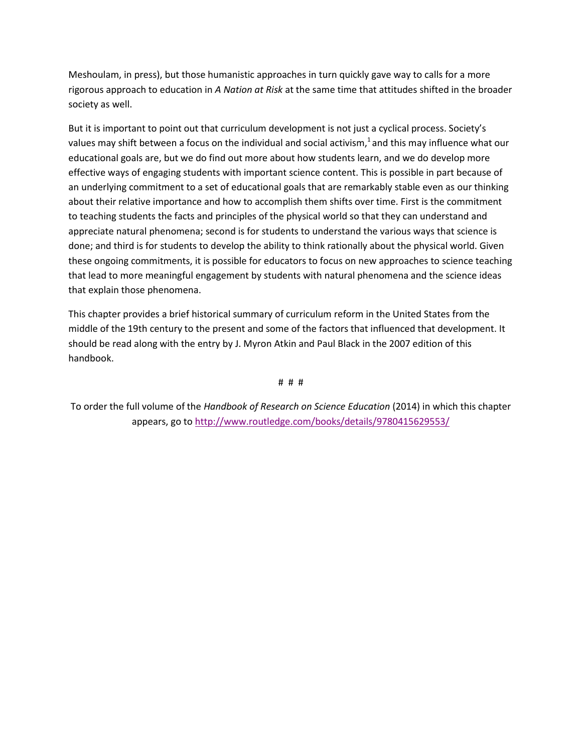Meshoulam, in press), but those humanistic approaches in turn quickly gave way to calls for a more rigorous approach to education in *A Nation at Risk* at the same time that attitudes shifted in the broader society as well.

But it is important to point out that curriculum development is not just a cyclical process. Society's values may shift between a focus on the individual and social activism,[1] and this may influence what our educational goals are, but we do find out more about how students learn, and we do develop more effective ways of engaging students with important science content. This is possible in part because of an underlying commitment to a set of educational goals that are remarkably stable even as our thinking about their relative importance and how to accomplish them shifts over time. First is the commitment to teaching students the facts and principles of the physical world so that they can understand and appreciate natural phenomena; second is for students to understand the various ways that science is done; and third is for students to develop the ability to think rationally about the physical world. Given these ongoing commitments, it is possible for educators to focus on new approaches to science teaching that lead to more meaningful engagement by students with natural phenomena and the science ideas that explain those phenomena.

This chapter provides a brief historical summary of curriculum reform in the United States from the middle of the 19th century to the present and some of the factors that influenced that development. It should be read along with the entry by J. Myron Atkin and Paul Black in the 2007 edition of this handbook.

# # #

To order the full volume of the *Handbook of Research on Science Education* (2014) in which this chapter appears, go to http://www.routledge.com/books/details/9780415629553/